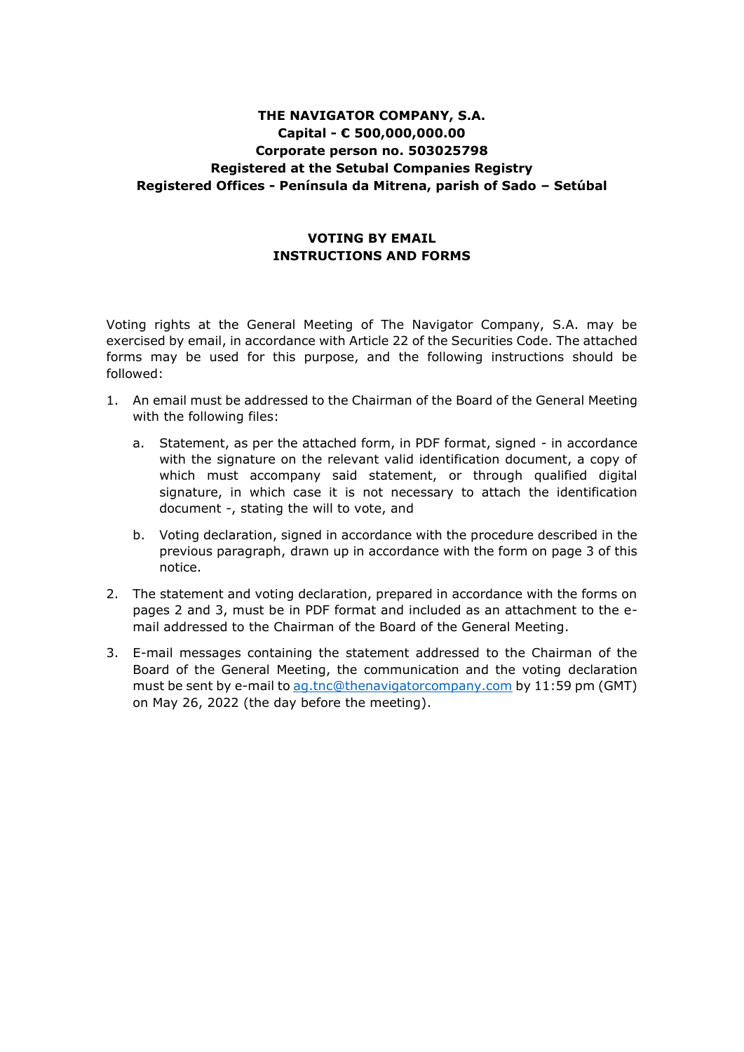**THE NAVIGATOR COMPANY, S.A.**
**Capital - € 500,000,000.00**
**Corporate person no. 503025798**
**Registered at the Setubal Companies Registry**
**Registered Offices - Península da Mitrena, parish of Sado – Setúbal**

# VOTING BY EMAIL
# INSTRUCTIONS AND FORMS

Voting rights at the General Meeting of The Navigator Company, S.A. may be exercised by email, in accordance with Article 22 of the Securities Code. The attached forms may be used for this purpose, and the following instructions should be followed:

1. An email must be addressed to the Chairman of the Board of the General Meeting with the following files:

   a. Statement, as per the attached form, in PDF format, signed - in accordance with the signature on the relevant valid identification document, a copy of which must accompany said statement, or through qualified digital signature, in which case it is not necessary to attach the identification document -, stating the will to vote, and

   b. Voting declaration, signed in accordance with the procedure described in the previous paragraph, drawn up in accordance with the form on page 3 of this notice.

2. The statement and voting declaration, prepared in accordance with the forms on pages 2 and 3, must be in PDF format and included as an attachment to the e-mail addressed to the Chairman of the Board of the General Meeting.

3. E-mail messages containing the statement addressed to the Chairman of the Board of the General Meeting, the communication and the voting declaration must be sent by e-mail to ag.tnc@thenavigatorcompany.com by 11:59 pm (GMT) on May 26, 2022 (the day before the meeting).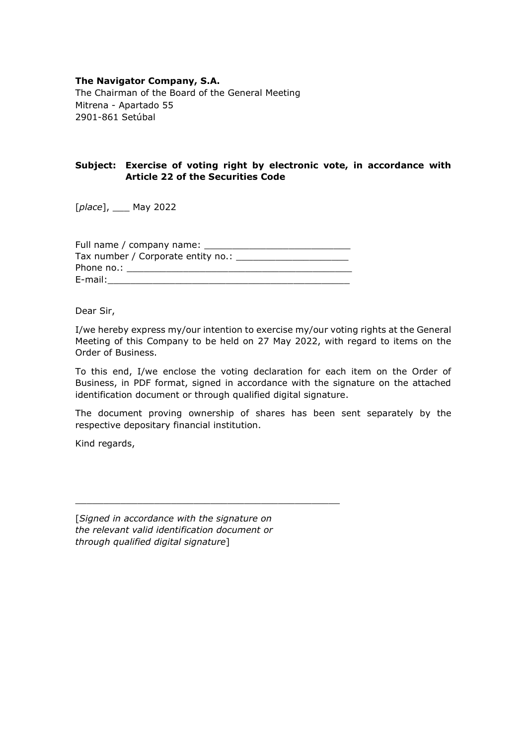**The Navigator Company, S.A.**
The Chairman of the Board of the General Meeting
Mitrena - Apartado 55
2901-861 Setúbal

**Subject: Exercise of voting right by electronic vote, in accordance with Article 22 of the Securities Code**

[*place*], ___ May 2022

Full name / company name: __________________________
Tax number / Corporate entity no.: ____________________
Phone no.: _________________________________________
E-mail:____________________________________________

Dear Sir,

I/we hereby express my/our intention to exercise my/our voting rights at the General Meeting of this Company to be held on 27 May 2022, with regard to items on the Order of Business.

To this end, I/we enclose the voting declaration for each item on the Order of Business, in PDF format, signed in accordance with the signature on the attached identification document or through qualified digital signature.

The document proving ownership of shares has been sent separately by the respective depositary financial institution.

Kind regards,

_______________________________________________

[*Signed in accordance with the signature on the relevant valid identification document or through qualified digital signature*]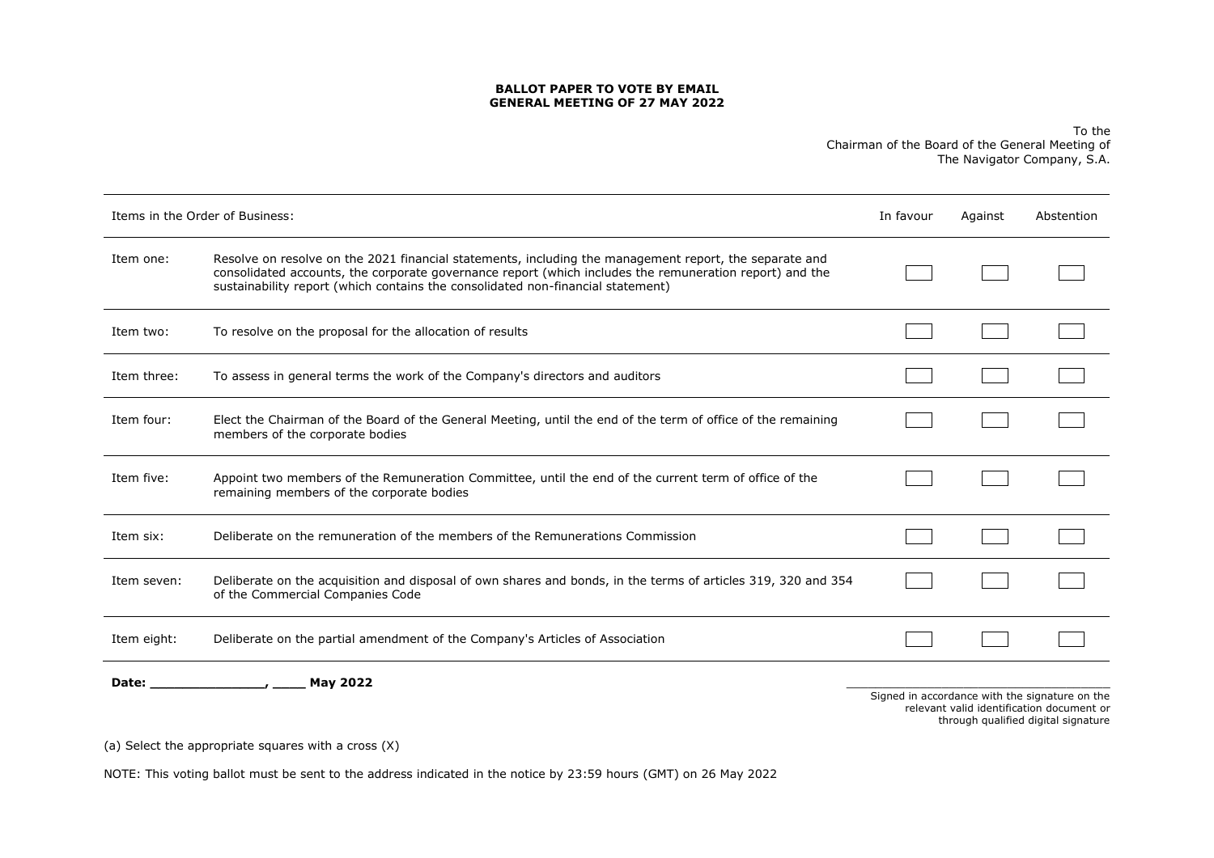**BALLOT PAPER TO VOTE BY EMAIL**
**GENERAL MEETING OF 27 MAY 2022**

To the
Chairman of the Board of the General Meeting of
The Navigator Company, S.A.

| Items in the Order of Business: | | In favour | Against | Abstention |
|---|---|---|---|---|
| Item one: | Resolve on resolve on the 2021 financial statements, including the management report, the separate and consolidated accounts, the corporate governance report (which includes the remuneration report) and the sustainability report (which contains the consolidated non-financial statement) | ☐ | ☐ | ☐ |
| Item two: | To resolve on the proposal for the allocation of results | ☐ | ☐ | ☐ |
| Item three: | To assess in general terms the work of the Company's directors and auditors | ☐ | ☐ | ☐ |
| Item four: | Elect the Chairman of the Board of the General Meeting, until the end of the term of office of the remaining members of the corporate bodies | ☐ | ☐ | ☐ |
| Item five: | Appoint two members of the Remuneration Committee, until the end of the current term of office of the remaining members of the corporate bodies | ☐ | ☐ | ☐ |
| Item six: | Deliberate on the remuneration of the members of the Remunerations Commission | ☐ | ☐ | ☐ |
| Item seven: | Deliberate on the acquisition and disposal of own shares and bonds, in the terms of articles 319, 320 and 354 of the Commercial Companies Code | ☐ | ☐ | ☐ |
| Item eight: | Deliberate on the partial amendment of the Company's Articles of Association | ☐ | ☐ | ☐ |

**Date: _______________, ____ May 2022**

_______________________________________
Signed in accordance with the signature on the relevant valid identification document or through qualified digital signature

(a) Select the appropriate squares with a cross (X)

NOTE: This voting ballot must be sent to the address indicated in the notice by 23:59 hours (GMT) on 26 May 2022